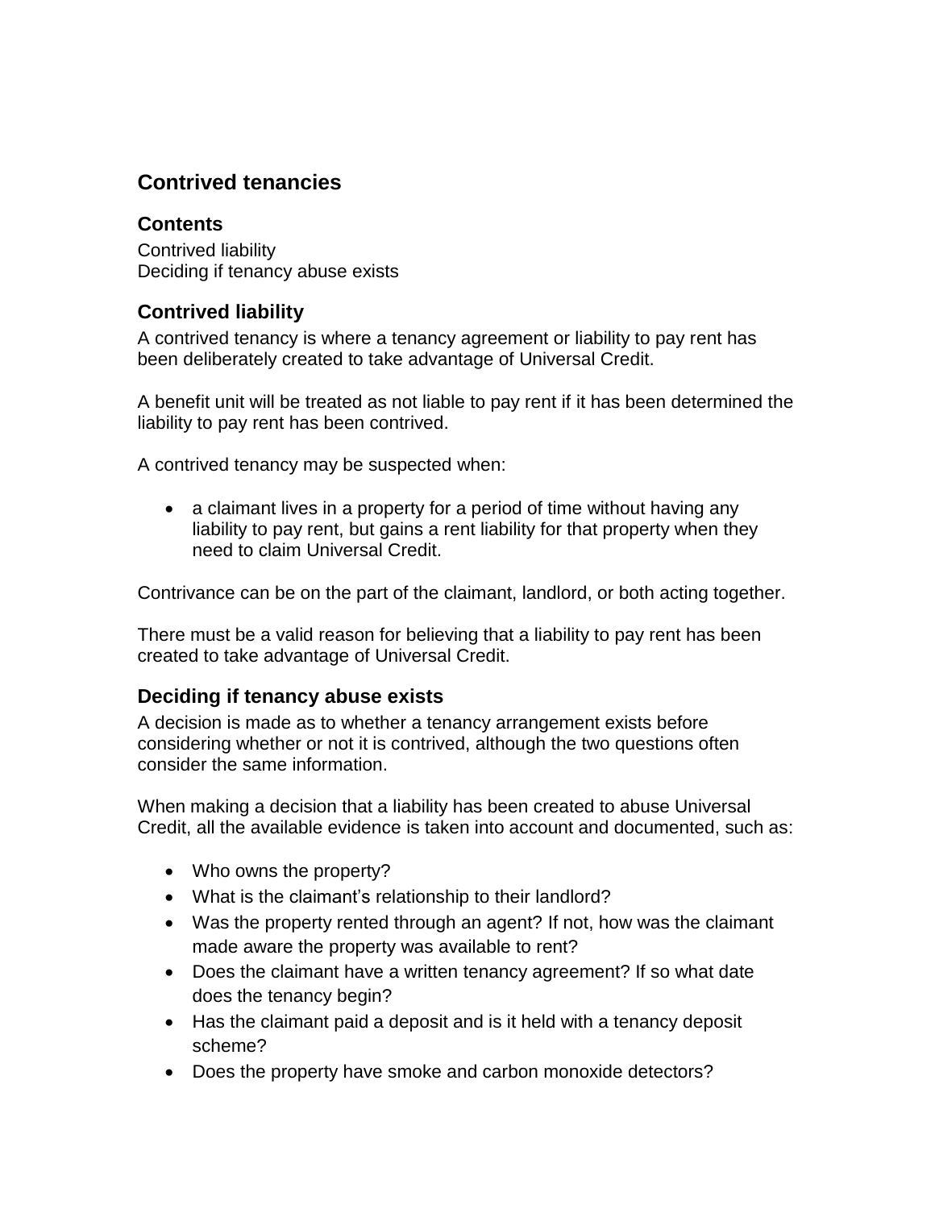# Contrived tenancies

## Contents

Contrived liability
Deciding if tenancy abuse exists

## Contrived liability

A contrived tenancy is where a tenancy agreement or liability to pay rent has been deliberately created to take advantage of Universal Credit.

A benefit unit will be treated as not liable to pay rent if it has been determined the liability to pay rent has been contrived.

A contrived tenancy may be suspected when:

- a claimant lives in a property for a period of time without having any liability to pay rent, but gains a rent liability for that property when they need to claim Universal Credit.

Contrivance can be on the part of the claimant, landlord, or both acting together.

There must be a valid reason for believing that a liability to pay rent has been created to take advantage of Universal Credit.

## Deciding if tenancy abuse exists

A decision is made as to whether a tenancy arrangement exists before considering whether or not it is contrived, although the two questions often consider the same information.

When making a decision that a liability has been created to abuse Universal Credit, all the available evidence is taken into account and documented, such as:

- Who owns the property?
- What is the claimant's relationship to their landlord?
- Was the property rented through an agent? If not, how was the claimant made aware the property was available to rent?
- Does the claimant have a written tenancy agreement? If so what date does the tenancy begin?
- Has the claimant paid a deposit and is it held with a tenancy deposit scheme?
- Does the property have smoke and carbon monoxide detectors?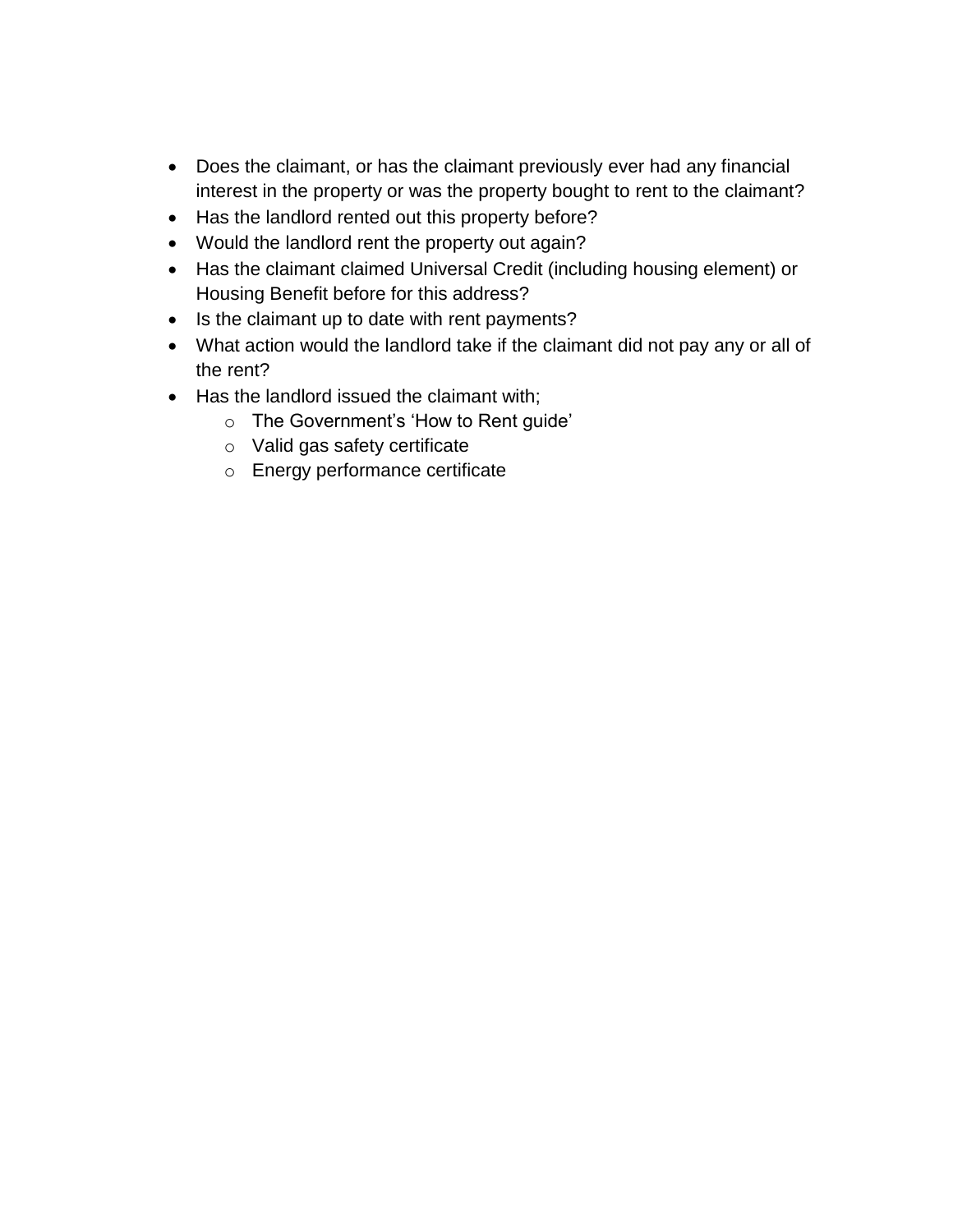- Does the claimant, or has the claimant previously ever had any financial interest in the property or was the property bought to rent to the claimant?
- Has the landlord rented out this property before?
- Would the landlord rent the property out again?
- Has the claimant claimed Universal Credit (including housing element) or Housing Benefit before for this address?
- Is the claimant up to date with rent payments?
- What action would the landlord take if the claimant did not pay any or all of the rent?
- Has the landlord issued the claimant with;
    - The Government's 'How to Rent guide'
    - Valid gas safety certificate
    - Energy performance certificate